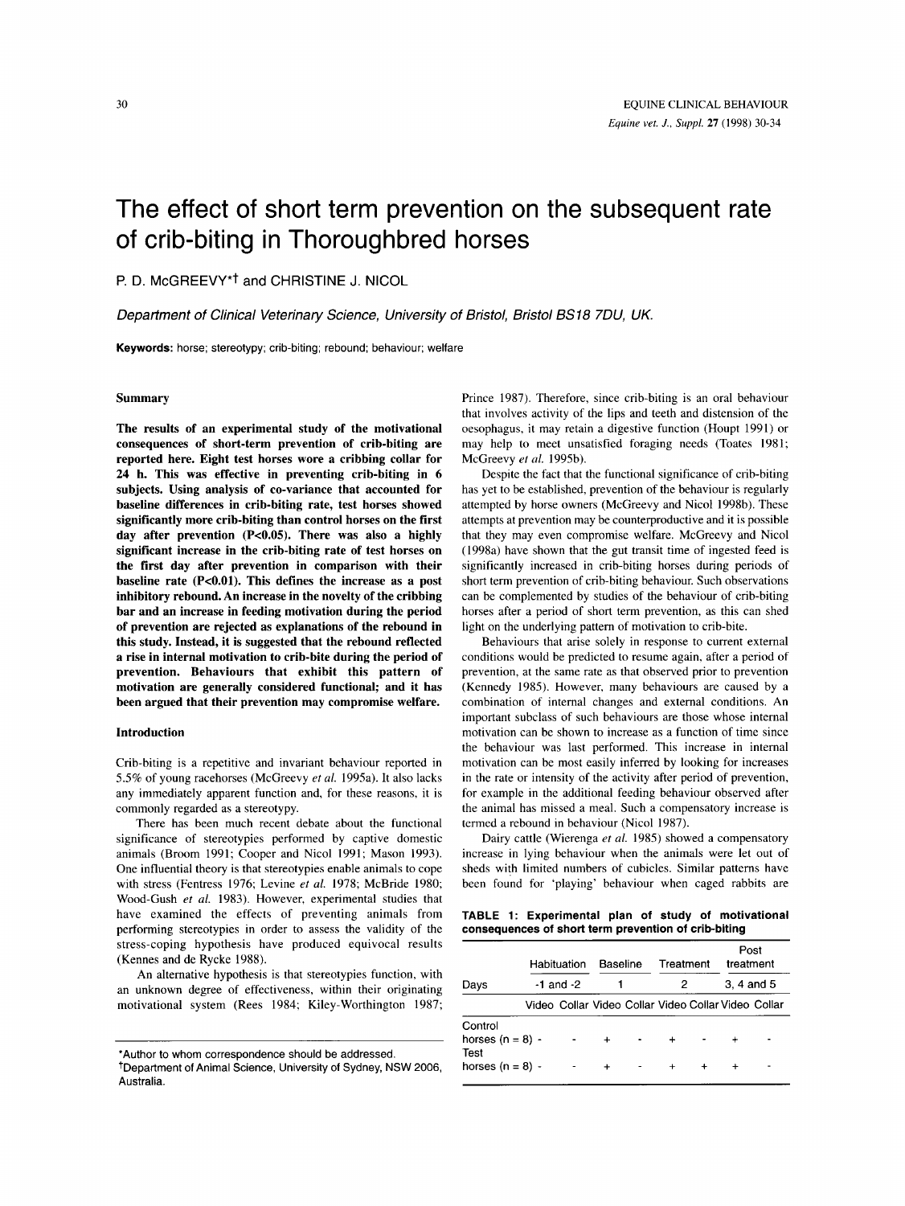# The effect of short term prevention on the subsequent rate of crib-biting in Thoroughbred horses

P. D. McGREEVY*† and CHRISTINE J. NICOL

*Department of Clinical Veterinary Science, University of Bristol, Bristol BS18 7DU, UK.*

**Keywords:** horse; stereotypy; crib-biting; rebound; behaviour; welfare

## Summary

**The results of an experimental study of the motivational consequences of short-term prevention of crib-biting are reported here. Eight test horses wore a cribbing collar for 24 h. This was effective in preventing crib-biting in 6 subjects. Using analysis of co-variance that accounted for baseline differences in crib-biting rate, test horses showed significantly more crib-biting than control horses on the first day after prevention ($P<0.05$). There was also a highly significant increase in the crib-biting rate of test horses on the first day after prevention in comparison with their baseline rate ($P<0.01$). This defines the increase as a post inhibitory rebound. An increase in the novelty of the cribbing bar and an increase in feeding motivation during the period of prevention are rejected as explanations of the rebound in this study. Instead, it is suggested that the rebound reflected a rise in internal motivation to crib-bite during the period of prevention. Behaviours that exhibit this pattern of motivation are generally considered functional; and it has been argued that their prevention may compromise welfare.**

## Introduction

Crib-biting is a repetitive and invariant behaviour reported in 5.5% of young racehorses (McGreevy *et al.* 1995a). It also lacks any immediately apparent function and, for these reasons, it is commonly regarded as a stereotypy.

There has been much recent debate about the functional significance of stereotypies performed by captive domestic animals (Broom 1991; Cooper and Nicol 1991; Mason 1993). One influential theory is that stereotypies enable animals to cope with stress (Fentress 1976; Levine *et al.* 1978; McBride 1980; Wood-Gush *et al.* 1983). However, experimental studies that have examined the effects of preventing animals from performing stereotypies in order to assess the validity of the stress-coping hypothesis have produced equivocal results (Kennes and de Rycke 1988).

An alternative hypothesis is that stereotypies function, with an unknown degree of effectiveness, within their originating motivational system (Rees 1984; Kiley-Worthington 1987; Prince 1987). Therefore, since crib-biting is an oral behaviour that involves activity of the lips and teeth and distension of the oesophagus, it may retain a digestive function (Houpt 1991) or may help to meet unsatisfied foraging needs (Toates 1981; McGreevy *et al.* 1995b).

Despite the fact that the functional significance of crib-biting has yet to be established, prevention of the behaviour is regularly attempted by horse owners (McGreevy and Nicol 1998b). These attempts at prevention may be counterproductive and it is possible that they may even compromise welfare. McGreevy and Nicol (1998a) have shown that the gut transit time of ingested feed is significantly increased in crib-biting horses during periods of short term prevention of crib-biting behaviour. Such observations can be complemented by studies of the behaviour of crib-biting horses after a period of short term prevention, as this can shed light on the underlying pattern of motivation to crib-bite.

Behaviours that arise solely in response to current external conditions would be predicted to resume again, after a period of prevention, at the same rate as that observed prior to prevention (Kennedy 1985). However, many behaviours are caused by a combination of internal changes and external conditions. An important subclass of such behaviours are those whose internal motivation can be shown to increase as a function of time since the behaviour was last performed. This increase in internal motivation can be most easily inferred by looking for increases in the rate or intensity of the activity after period of prevention, for example in the additional feeding behaviour observed after the animal has missed a meal. Such a compensatory increase is termed a rebound in behaviour (Nicol 1987).

Dairy cattle (Wierenga *et al.* 1985) showed a compensatory increase in lying behaviour when the animals were let out of sheds with limited numbers of cubicles. Similar patterns have been found for 'playing' behaviour when caged rabbits are

**TABLE 1: Experimental plan of study of motivational consequences of short term prevention of crib-biting**

| | Habituation | | Baseline | | Treatment | | Post treatment | |
|---|---|---|---|---|---|---|---|---|
| Days | -1 and -2 | | 1 | | 2 | | 3, 4 and 5 | |
| | Video | Collar | Video | Collar | Video | Collar | Video | Collar |
| Control horses (n = 8) | - | - | + | - | + | - | + | - |
| Test horses (n = 8) | - | - | + | - | + | + | + | - |

*Author to whom correspondence should be addressed.
†Department of Animal Science, University of Sydney, NSW 2006, Australia.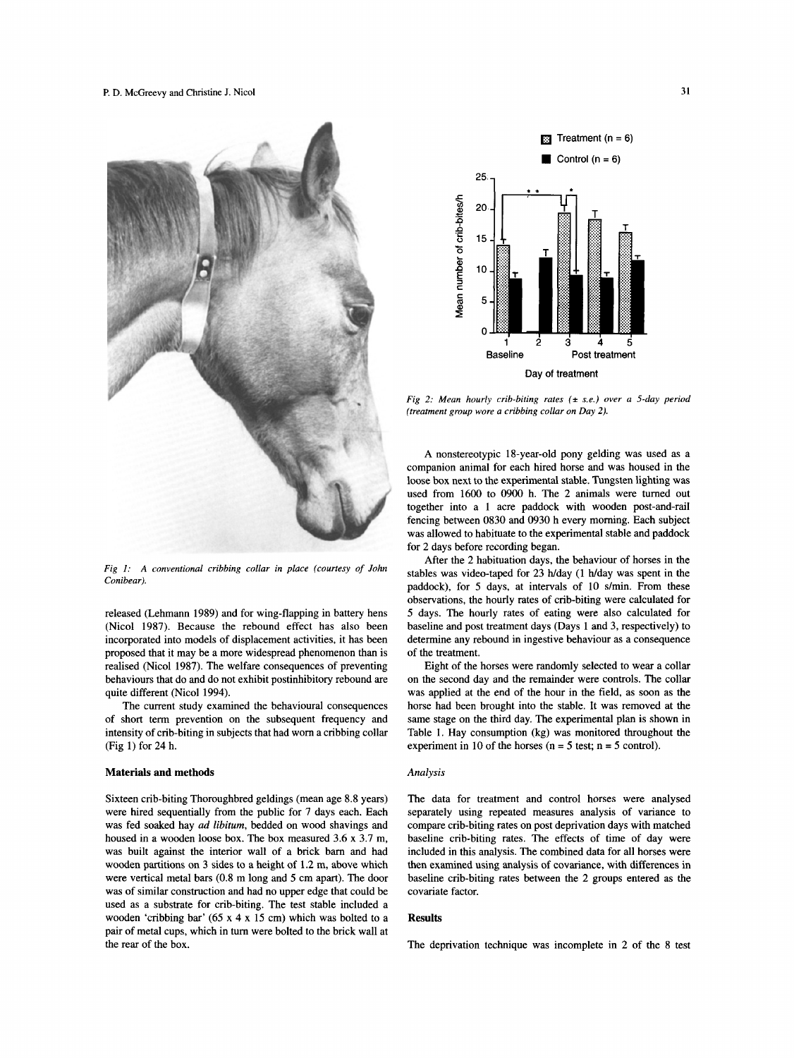Fig 1: A conventional cribbing collar in place (courtesy of John Conibear).

Fig 2: Mean hourly crib-biting rates (± s.e.) over a 5-day period (treatment group wore a cribbing collar on Day 2).

released (Lehmann 1989) and for wing-flapping in battery hens (Nicol 1987). Because the rebound effect has also been incorporated into models of displacement activities, it has been proposed that it may be a more widespread phenomenon than is realised (Nicol 1987). The welfare consequences of preventing behaviours that do and do not exhibit postinhibitory rebound are quite different (Nicol 1994).

The current study examined the behavioural consequences of short term prevention on the subsequent frequency and intensity of crib-biting in subjects that had worn a cribbing collar (Fig 1) for 24 h.

## Materials and methods

Sixteen crib-biting Thoroughbred geldings (mean age 8.8 years) were hired sequentially from the public for 7 days each. Each was fed soaked hay *ad libitum*, bedded on wood shavings and housed in a wooden loose box. The box measured 3.6 x 3.7 m, was built against the interior wall of a brick barn and had wooden partitions on 3 sides to a height of 1.2 m, above which were vertical metal bars (0.8 m long and 5 cm apart). The door was of similar construction and had no upper edge that could be used as a substrate for crib-biting. The test stable included a wooden 'cribbing bar' (65 x 4 x 15 cm) which was bolted to a pair of metal cups, which in turn were bolted to the brick wall at the rear of the box.

A nonstereotypic 18-year-old pony gelding was used as a companion animal for each hired horse and was housed in the loose box next to the experimental stable. Tungsten lighting was used from 1600 to 0900 h. The 2 animals were turned out together into a 1 acre paddock with wooden post-and-rail fencing between 0830 and 0930 h every morning. Each subject was allowed to habituate to the experimental stable and paddock for 2 days before recording began.

After the 2 habituation days, the behaviour of horses in the stables was video-taped for 23 h/day (1 h/day was spent in the paddock), for 5 days, at intervals of 10 s/min. From these observations, the hourly rates of crib-biting were calculated for 5 days. The hourly rates of eating were also calculated for baseline and post treatment days (Days 1 and 3, respectively) to determine any rebound in ingestive behaviour as a consequence of the treatment.

Eight of the horses were randomly selected to wear a collar on the second day and the remainder were controls. The collar was applied at the end of the hour in the field, as soon as the horse had been brought into the stable. It was removed at the same stage on the third day. The experimental plan is shown in Table 1. Hay consumption (kg) was monitored throughout the experiment in 10 of the horses (n = 5 test; n = 5 control).

### *Analysis*

The data for treatment and control horses were analysed separately using repeated measures analysis of variance to compare crib-biting rates on post deprivation days with matched baseline crib-biting rates. The effects of time of day were included in this analysis. The combined data for all horses were then examined using analysis of covariance, with differences in baseline crib-biting rates between the 2 groups entered as the covariate factor.

## Results

The deprivation technique was incomplete in 2 of the 8 test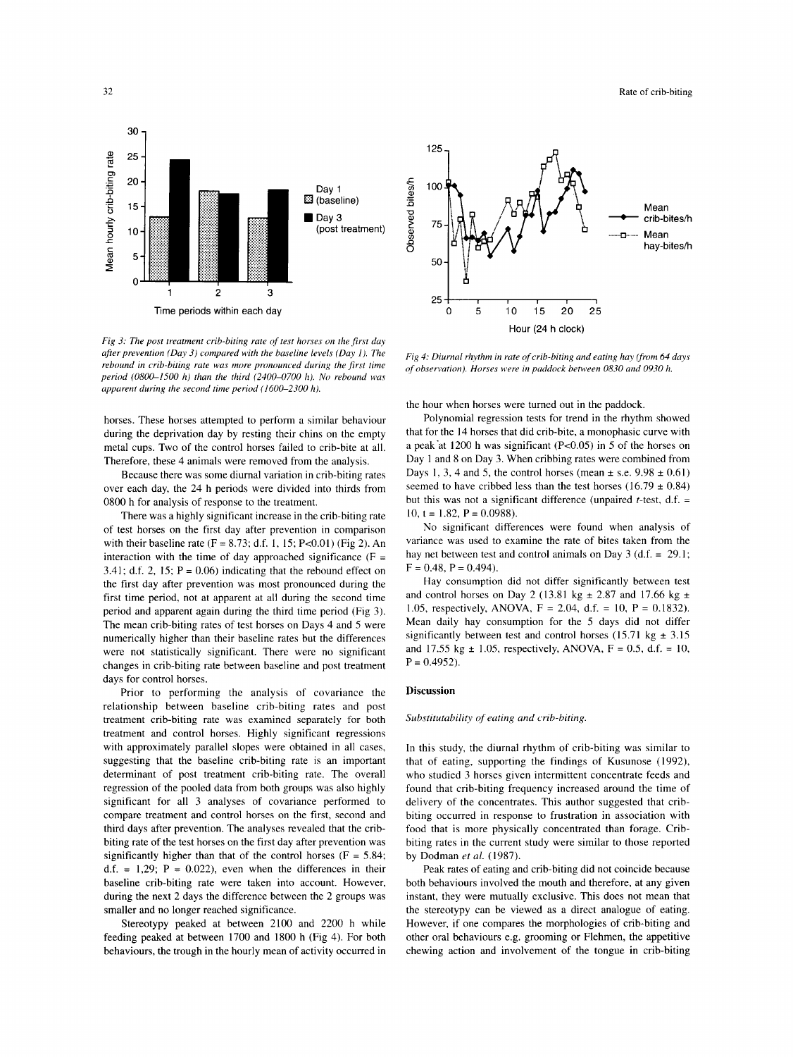Fig 3: The post treatment crib-biting rate of test horses on the first day after prevention (Day 3) compared with the baseline levels (Day 1). The rebound in crib-biting rate was more pronounced during the first time period (0800–1500 h) than the third (2400–0700 h). No rebound was apparent during the second time period (1600–2300 h).

Fig 4: Diurnal rhythm in rate of crib-biting and eating hay (from 64 days of observation). Horses were in paddock between 0830 and 0930 h.

horses. These horses attempted to perform a similar behaviour during the deprivation day by resting their chins on the empty metal cups. Two of the control horses failed to crib-bite at all. Therefore, these 4 animals were removed from the analysis.

Because there was some diurnal variation in crib-biting rates over each day, the 24 h periods were divided into thirds from 0800 h for analysis of response to the treatment.

There was a highly significant increase in the crib-biting rate of test horses on the first day after prevention in comparison with their baseline rate ($F = 8.73$; d.f. 1, 15; $P<0.01$) (Fig 2). An interaction with the time of day approached significance ($F = 3.41$; d.f. 2, 15; $P = 0.06$) indicating that the rebound effect on the first day after prevention was most pronounced during the first time period, not at apparent at all during the second time period and apparent again during the third time period (Fig 3). The mean crib-biting rates of test horses on Days 4 and 5 were numerically higher than their baseline rates but the differences were not statistically significant. There no significant changes in crib-biting rate between baseline and post treatment days for control horses.

Prior to performing the analysis of covariance the relationship between baseline crib-biting rates and post treatment crib-biting rate was examined separately for both treatment and control horses. Highly significant regressions with approximately parallel slopes were obtained in all cases, suggesting that the baseline crib-biting rate is an important determinant of post treatment crib-biting rate. The overall regression of the pooled data from both groups was also highly significant for all 3 analyses of covariance performed to compare treatment and control horses on the first, second and third days after prevention. The analyses revealed that the crib-biting rate of the test horses on the first day after prevention was significantly higher than that of the control horses ($F = 5.84$; d.f. = 1,29; $P = 0.022$), even when the differences in their baseline crib-biting rate were taken into account. However, during the next 2 days the difference between the 2 groups was smaller and no longer reached significance.

Stereotypy peaked at between 2100 and 2200 h while feeding peaked at between 1700 and 1800 h (Fig 4). For both behaviours, the trough in the hourly mean of activity occurred in the hour when horses were turned out in the paddock.

Polynomial regression tests for trend in the rhythm showed that for the 14 horses that did crib-bite, a monophasic curve with a peak at 1200 h was significant ($P<0.05$) in 5 of the horses on Day 1 and 8 on Day 3. When cribbing rates were combined from Days 1, 3, 4 and 5, the control horses (mean ± s.e. 9.98 ± 0.61) seemed to have cribbed less than the test horses (16.79 ± 0.84) but this was not a significant difference (unpaired *t*-test, d.f. = 10, $t = 1.82$, $P = 0.0988$).

No significant differences were found when analysis of variance was used to examine the rate of bites taken from the hay net between test and control animals on Day 3 (d.f. = 29.1; $F = 0.48$, $P = 0.494$).

Hay consumption did not differ significantly between test and control horses on Day 2 (13.81 kg ± 2.87 and 17.66 kg ± 1.05, respectively, ANOVA, $F = 2.04$, d.f. = 10, $P = 0.1832$). Mean daily hay consumption for the 5 days did not differ significantly between test and control horses (15.71 kg ± 3.15 and 17.55 kg ± 1.05, respectively, ANOVA, $F = 0.5$, d.f. = 10, $P = 0.4952$).

## Discussion

### *Substitutability of eating and crib-biting.*

In this study, the diurnal rhythm of crib-biting was similar to that of eating, supporting the findings of Kusunose (1992), who studied 3 horses given intermittent concentrate feeds and found that crib-biting frequency increased around the time of delivery of the concentrates. This author suggested that crib-biting occurred in response to frustration in association with food that is more physically concentrated than forage. Crib-biting rates in the current study were similar to those reported by Dodman *et al.* (1987).

Peak rates of eating and crib-biting did not coincide because both behaviours involved the mouth and therefore, at any given instant, they were mutually exclusive. This does not mean that the stereotypy can be viewed as a direct analogue of eating. However, if one compares the morphologies of crib-biting and other oral behaviours e.g. grooming or Flehmen, the appetitive chewing action and involvement of the tongue in crib-biting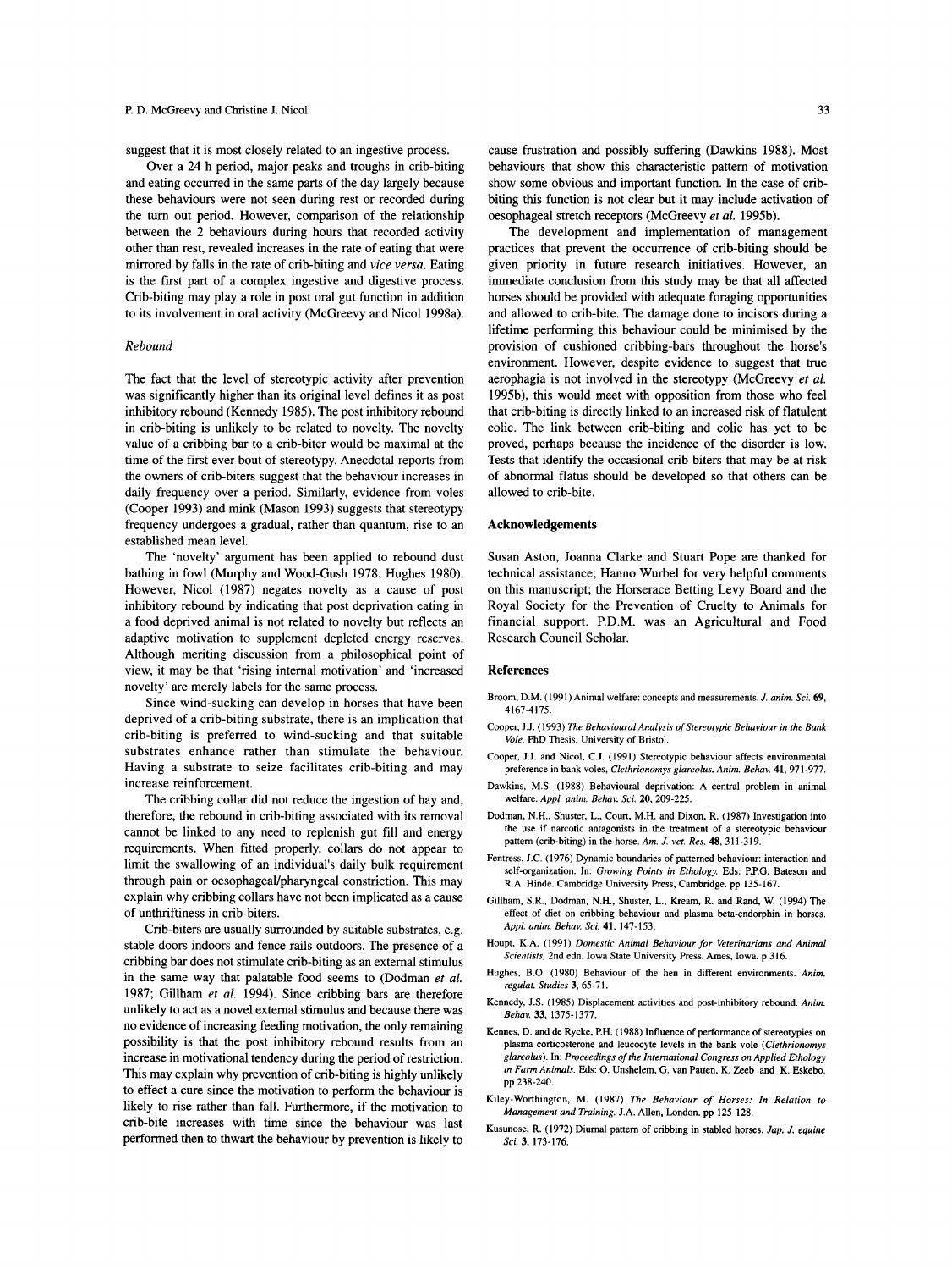suggest that it is most closely related to an ingestive process.

Over a 24 h period, major peaks and troughs in crib-biting and eating occurred in the same parts of the day largely because these behaviours were not seen during rest or recorded during the turn out period. However, comparison of the relationship between the 2 behaviours during hours that recorded activity other than rest, revealed increases in the rate of eating that were mirrored by falls in the rate of crib-biting and *vice versa*. Eating is the first part of a complex ingestive and digestive process. Crib-biting may play a role in post oral gut function in addition to its involvement in oral activity (McGreevy and Nicol 1998a).

### *Rebound*

The fact that the level of stereotypic activity after prevention was significantly higher than its original level defines it as post inhibitory rebound (Kennedy 1985). The post inhibitory rebound in crib-biting is unlikely to be related to novelty. The novelty value of a cribbing bar to a crib-biter would be maximal at the time of the first ever bout of stereotypy. Anecdotal reports from the owners of crib-biters suggest that the behaviour increases in daily frequency over a period. Similarly, evidence from voles (Cooper 1993) and mink (Mason 1993) suggests that stereotypy frequency undergoes a gradual, rather than quantum, rise to an established mean level.

The 'novelty' argument has been applied to rebound dust bathing in fowl (Murphy and Wood-Gush 1978; Hughes 1980). However, Nicol (1987) negates novelty as a cause of post inhibitory rebound by indicating that post deprivation eating in a food deprived animal is not related to novelty but reflects an adaptive motivation to supplement depleted energy reserves. Although meriting discussion from a philosophical point of view, it may be that 'rising internal motivation' and 'increased novelty' are merely labels for the same process.

Since wind-sucking can develop in horses that have been deprived of a crib-biting substrate, there is an implication that crib-biting is preferred to wind-sucking and that suitable substrates enhance rather than stimulate the behaviour. Having a substrate to seize facilitates crib-biting and may increase reinforcement.

The cribbing collar did not reduce the ingestion of hay and, therefore, the rebound in crib-biting associated with its removal cannot be linked to any need to replenish gut fill and energy requirements. When fitted properly, collars do not appear to limit the swallowing of an individual's daily bulk requirement through pain or oesophageal/pharyngeal constriction. This may explain why cribbing collars have not been implicated as a cause of unthriftiness in crib-biters.

Crib-biters are usually surrounded by suitable substrates, e.g. stable doors indoors and fence rails outdoors. The presence of a cribbing bar does not stimulate crib-biting as an external stimulus in the same way that palatable food seems to (Dodman *et al.* 1987; Gillham *et al.* 1994). Since cribbing bars are therefore unlikely to act as a novel external stimulus and because there was no evidence of increasing feeding motivation, the only remaining possibility is that the post inhibitory rebound results from an increase in motivational tendency during the period of restriction. This may explain why prevention of crib-biting is highly unlikely to effect a cure since the motivation to perform the behaviour is likely to rise rather than fall. Furthermore, if the motivation to crib-bite increases with time since the behaviour was last performed then to thwart the behaviour by prevention is likely to cause frustration and possibly suffering (Dawkins 1988). Most behaviours that show this characteristic pattern of motivation show some obvious and important function. In the case of crib-biting this function is not clear but it may include activation of oesophageal stretch receptors (McGreevy *et al.* 1995b).

The development and implementation of management practices that prevent the occurrence of crib-biting should be given priority in future research initiatives. However, an immediate conclusion from this study may be that all affected horses should be provided with adequate foraging opportunities and allowed to crib-bite. The damage done to incisors during a lifetime performing this behaviour could be minimised by the provision of cushioned cribbing-bars throughout the horse's environment. However, despite evidence to suggest that true aerophagia is not involved in the stereotypy (McGreevy *et al.* 1995b), this would meet with opposition from those who feel that crib-biting is directly linked to an increased risk of flatulent colic. The link between crib-biting and colic has yet to be proved, perhaps because the incidence of the disorder is low. Tests that identify the occasional crib-biters that may be at risk of abnormal flatus should be developed so that others can be allowed to crib-bite.

## Acknowledgements

Susan Aston, Joanna Clarke and Stuart Pope are thanked for technical assistance; Hanno Wurbel for very helpful comments on this manuscript; the Horserace Betting Levy Board and the Royal Society for the Prevention of Cruelty to Animals for financial support. P.D.M. was an Agricultural and Food Research Council Scholar.

## References

Broom, D.M. (1991) Animal welfare: concepts and measurements. *J. anim. Sci.* **69**, 4167-4175.

Cooper, J.J. (1993) *The Behavioural Analysis of Stereotypic Behaviour in the Bank Vole.* PhD Thesis, University of Bristol.

Cooper, J.J. and Nicol, C.J. (1991) Stereotypic behaviour affects environmental preference in bank voles, *Clethrionomys glareolus. Anim. Behav.* **41**, 971-977.

Dawkins, M.S. (1988) Behavioural deprivation: A central problem in animal welfare. *Appl. anim. Behav. Sci.* **20**, 209-225.

Dodman, N.H., Shuster, L., Court, M.H. and Dixon, R. (1987) Investigation into the use if narcotic antagonists in the treatment of a stereotypic behaviour pattern (crib-biting) in the horse. *Am. J. vet. Res.* **48**, 311-319.

Fentress, J.C. (1976) Dynamic boundaries of patterned behaviour: interaction and self-organization. In: *Growing Points in Ethology.* Eds: P.P.G. Bateson and R.A. Hinde. Cambridge University Press, Cambridge. pp 135-167.

Gillham, S.R., Dodman, N.H., Shuster, L., Kream, R. and Rand, W. (1994) The effect of diet on cribbing behaviour and plasma beta-endorphin in horses. *Appl. anim. Behav. Sci.* **41**, 147-153.

Houpt, K.A. (1991) *Domestic Animal Behaviour for Veterinarians and Animal Scientists,* 2nd edn. Iowa State University Press. Ames, Iowa. p 316.

Hughes, B.O. (1980) Behaviour of the hen in different environments. *Anim. regulat. Studies* **3**, 65-71.

Kennedy, J.S. (1985) Displacement activities and post-inhibitory rebound. *Anim. Behav.* **33**, 1375-1377.

Kennes, D. and de Rycke, P.H. (1988) Influence of performance of stereotypies on plasma corticosterone and leucocyte levels in the bank vole (*Clethrionomys glareolus*). In: *Proceedings of the International Congress on Applied Ethology in Farm Animals.* Eds: O. Unshelem, G. van Patten, K. Zeeb and K. Eskebo. pp 238-240.

Kiley-Worthington, M. (1987) *The Behaviour of Horses: In Relation to Management and Training.* J.A. Allen, London. pp 125-128.

Kusunose, R. (1972) Diurnal pattern of cribbing in stabled horses. *Jap. J. equine Sci.* **3**, 173-176.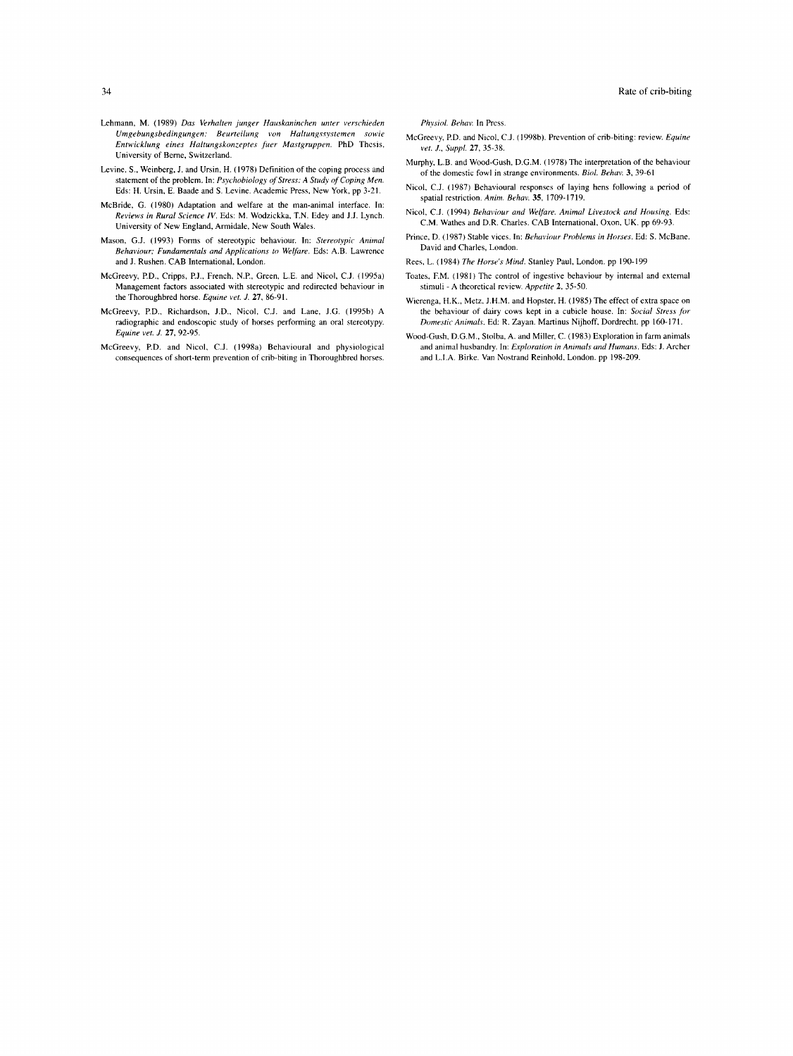Lehmann, M. (1989) *Das Verhalten junger Hauskaninchen unter verschieden Umgebungsbedingungen: Beurteilung von Haltungssystemen sowie Entwicklung eines Haltungskonzeptes fuer Mastgruppen.* PhD Thesis, University of Berne, Switzerland.

Levine, S., Weinberg, J. and Ursin, H. (1978) Definition of the coping process and statement of the problem. In: *Psychobiology of Stress: A Study of Coping Men.* Eds: H. Ursin, E. Baade and S. Levine. Academic Press, New York, pp 3-21.

McBride, G. (1980) Adaptation and welfare at the man-animal interface. In: *Reviews in Rural Science IV.* Eds: M. Wodzickka, T.N. Edey and J.J. Lynch. University of New England, Armidale, New South Wales.

Mason, G.J. (1993) Forms of stereotypic behaviour. In: *Stereotypic Animal Behaviour: Fundamentals and Applications to Welfare.* Eds: A.B. Lawrence and J. Rushen. CAB International, London.

McGreevy, P.D., Cripps, P.J., French, N.P., Green, L.E. and Nicol, C.J. (1995a) Management factors associated with stereotypic and redirected behaviour in the Thoroughbred horse. *Equine vet. J.* **27**, 86-91.

McGreevy, P.D., Richardson, J.D., Nicol, C.J. and Lane, J.G. (1995b) A radiographic and endoscopic study of horses performing an oral stereotypy. *Equine vet. J.* **27**, 92-95.

McGreevy, P.D. and Nicol, C.J. (1998a) Behavioural and physiological consequences of short-term prevention of crib-biting in Thoroughbred horses. *Physiol. Behav.* In Press.

McGreevy, P.D. and Nicol, C.J. (1998b). Prevention of crib-biting: review. *Equine vet. J., Suppl.* **27**, 35-38.

Murphy, L.B. and Wood-Gush, D.G.M. (1978) The interpretation of the behaviour of the domestic fowl in strange environments. *Biol. Behav.* **3**, 39-61

Nicol, C.J. (1987) Behavioural responses of laying hens following a period of spatial restriction. *Anim. Behav.* **35**, 1709-1719.

Nicol, C.J. (1994) *Behaviour and Welfare. Animal Livestock and Housing.* Eds: C.M. Wathes and D.R. Charles. CAB International, Oxon, UK. pp 69-93.

Prince, D. (1987) Stable vices. In: *Behaviour Problems in Horses.* Ed: S. McBane. David and Charles, London.

Rees, L. (1984) *The Horse's Mind.* Stanley Paul, London. pp 190-199

Toates, F.M. (1981) The control of ingestive behaviour by internal and external stimuli - A theoretical review. *Appetite* **2**, 35-50.

Wierenga, H.K., Metz, J.H.M. and Hopster, H. (1985) The effect of extra space on the behaviour of dairy cows kept in a cubicle house. In: *Social Stress for Domestic Animals.* Ed: R. Zayan. Martinus Nijhoff, Dordrecht. pp 160-171.

Wood-Gush, D.G.M., Stolba, A. and Miller, C. (1983) Exploration in farm animals and animal husbandry. In: *Exploration in Animals and Humans.* Eds: J. Archer and L.I.A. Birke. Van Nostrand Reinhold, London. pp 198-209.